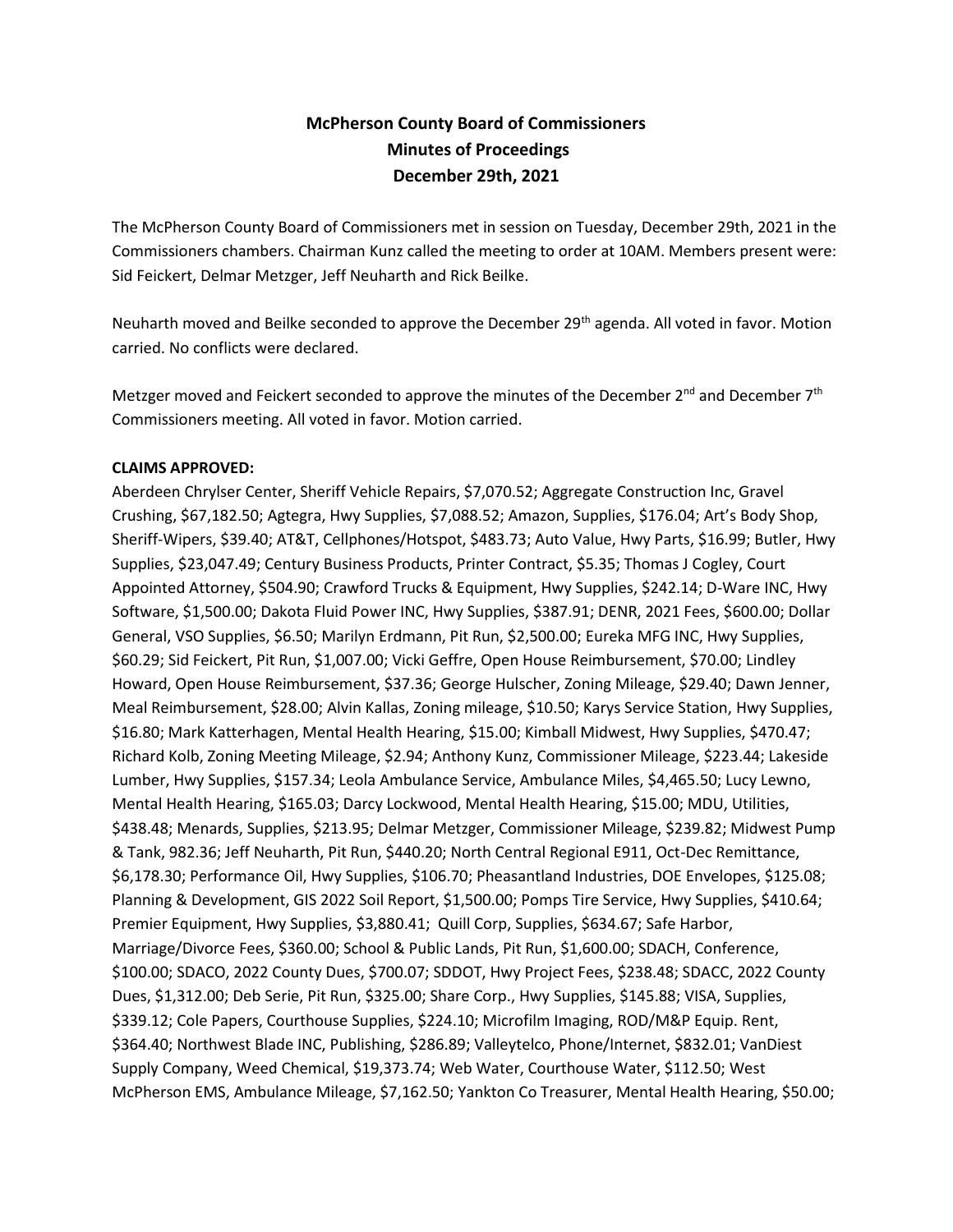# McPherson County Board of Commissioners
# Minutes of Proceedings
# December 29th, 2021

The McPherson County Board of Commissioners met in session on Tuesday, December 29th, 2021 in the Commissioners chambers. Chairman Kunz called the meeting to order at 10AM. Members present were: Sid Feickert, Delmar Metzger, Jeff Neuharth and Rick Beilke.

Neuharth moved and Beilke seconded to approve the December 29th agenda. All voted in favor. Motion carried. No conflicts were declared.

Metzger moved and Feickert seconded to approve the minutes of the December 2nd and December 7th Commissioners meeting. All voted in favor. Motion carried.

**CLAIMS APPROVED:**

Aberdeen Chrylser Center, Sheriff Vehicle Repairs, $7,070.52; Aggregate Construction Inc, Gravel Crushing, $67,182.50; Agtegra, Hwy Supplies, $7,088.52; Amazon, Supplies, $176.04; Art's Body Shop, Sheriff-Wipers, $39.40; AT&T, Cellphones/Hotspot, $483.73; Auto Value, Hwy Parts, $16.99; Butler, Hwy Supplies, $23,047.49; Century Business Products, Printer Contract, $5.35; Thomas J Cogley, Court Appointed Attorney, $504.90; Crawford Trucks & Equipment, Hwy Supplies, $242.14; D-Ware INC, Hwy Software, $1,500.00; Dakota Fluid Power INC, Hwy Supplies, $387.91; DENR, 2021 Fees, $600.00; Dollar General, VSO Supplies, $6.50; Marilyn Erdmann, Pit Run, $2,500.00; Eureka MFG INC, Hwy Supplies, $60.29; Sid Feickert, Pit Run, $1,007.00; Vicki Geffre, Open House Reimbursement, $70.00; Lindley Howard, Open House Reimbursement, $37.36; George Hulscher, Zoning Mileage, $29.40; Dawn Jenner, Meal Reimbursement, $28.00; Alvin Kallas, Zoning mileage, $10.50; Karys Service Station, Hwy Supplies, $16.80; Mark Katterhagen, Mental Health Hearing, $15.00; Kimball Midwest, Hwy Supplies, $470.47; Richard Kolb, Zoning Meeting Mileage, $2.94; Anthony Kunz, Commissioner Mileage, $223.44; Lakeside Lumber, Hwy Supplies, $157.34; Leola Ambulance Service, Ambulance Miles, $4,465.50; Lucy Lewno, Mental Health Hearing, $165.03; Darcy Lockwood, Mental Health Hearing, $15.00; MDU, Utilities, $438.48; Menards, Supplies, $213.95; Delmar Metzger, Commissioner Mileage, $239.82; Midwest Pump & Tank, 982.36; Jeff Neuharth, Pit Run, $440.20; North Central Regional E911, Oct-Dec Remittance, $6,178.30; Performance Oil, Hwy Supplies, $106.70; Pheasantland Industries, DOE Envelopes, $125.08; Planning & Development, GIS 2022 Soil Report, $1,500.00; Pomps Tire Service, Hwy Supplies, $410.64; Premier Equipment, Hwy Supplies, $3,880.41; Quill Corp, Supplies, $634.67; Safe Harbor, Marriage/Divorce Fees, $360.00; School & Public Lands, Pit Run, $1,600.00; SDACH, Conference, $100.00; SDACO, 2022 County Dues, $700.07; SDDOT, Hwy Project Fees, $238.48; SDACC, 2022 County Dues, $1,312.00; Deb Serie, Pit Run, $325.00; Share Corp., Hwy Supplies, $145.88; VISA, Supplies, $339.12; Cole Papers, Courthouse Supplies, $224.10; Microfilm Imaging, ROD/M&P Equip. Rent, $364.40; Northwest Blade INC, Publishing, $286.89; Valleytelco, Phone/Internet, $832.01; VanDiest Supply Company, Weed Chemical, $19,373.74; Web Water, Courthouse Water, $112.50; West McPherson EMS, Ambulance Mileage, $7,162.50; Yankton Co Treasurer, Mental Health Hearing, $50.00;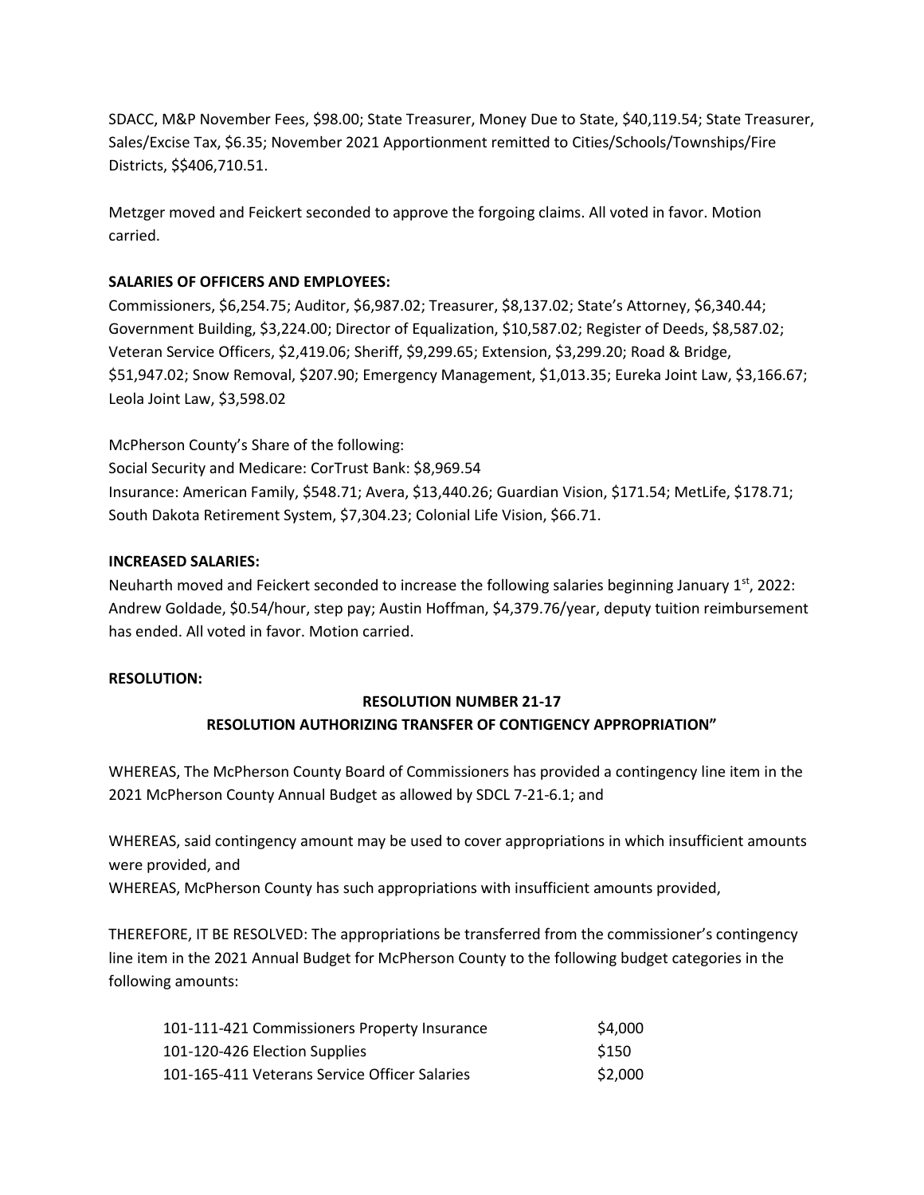SDACC, M&P November Fees, $98.00; State Treasurer, Money Due to State, $40,119.54; State Treasurer, Sales/Excise Tax, $6.35; November 2021 Apportionment remitted to Cities/Schools/Townships/Fire Districts, $$406,710.51.

Metzger moved and Feickert seconded to approve the forgoing claims. All voted in favor. Motion carried.

**SALARIES OF OFFICERS AND EMPLOYEES:**

Commissioners, $6,254.75; Auditor, $6,987.02; Treasurer, $8,137.02; State's Attorney, $6,340.44; Government Building, $3,224.00; Director of Equalization, $10,587.02; Register of Deeds, $8,587.02; Veteran Service Officers, $2,419.06; Sheriff, $9,299.65; Extension, $3,299.20; Road & Bridge, $51,947.02; Snow Removal, $207.90; Emergency Management, $1,013.35; Eureka Joint Law, $3,166.67; Leola Joint Law, $3,598.02

McPherson County's Share of the following:

Social Security and Medicare: CorTrust Bank: $8,969.54

Insurance: American Family, $548.71; Avera, $13,440.26; Guardian Vision, $171.54; MetLife, $178.71; South Dakota Retirement System, $7,304.23; Colonial Life Vision, $66.71.

**INCREASED SALARIES:**

Neuharth moved and Feickert seconded to increase the following salaries beginning January 1st, 2022: Andrew Goldade, $0.54/hour, step pay; Austin Hoffman, $4,379.76/year, deputy tuition reimbursement has ended. All voted in favor. Motion carried.

**RESOLUTION:**

**RESOLUTION NUMBER 21-17**

**RESOLUTION AUTHORIZING TRANSFER OF CONTIGENCY APPROPRIATION"**

WHEREAS, The McPherson County Board of Commissioners has provided a contingency line item in the 2021 McPherson County Annual Budget as allowed by SDCL 7-21-6.1; and

WHEREAS, said contingency amount may be used to cover appropriations in which insufficient amounts were provided, and

WHEREAS, McPherson County has such appropriations with insufficient amounts provided,

THEREFORE, IT BE RESOLVED: The appropriations be transferred from the commissioner's contingency line item in the 2021 Annual Budget for McPherson County to the following budget categories in the following amounts:

| | |
|---|---|
| 101-111-421 Commissioners Property Insurance | $4,000 |
| 101-120-426 Election Supplies | $150 |
| 101-165-411 Veterans Service Officer Salaries | $2,000 |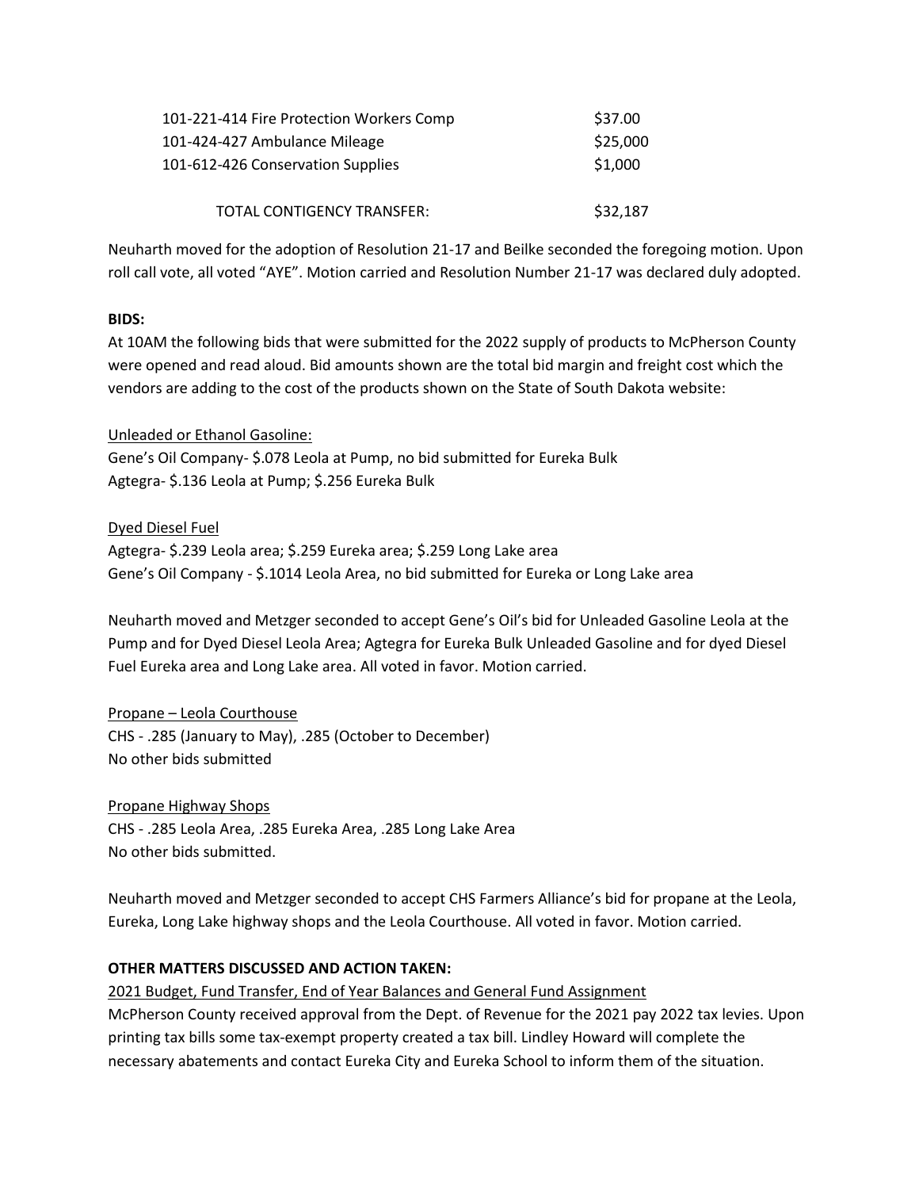| | |
|---|---|
| 101-221-414 Fire Protection Workers Comp | $37.00 |
| 101-424-427 Ambulance Mileage | $25,000 |
| 101-612-426 Conservation Supplies | $1,000 |
| TOTAL CONTIGENCY TRANSFER: | $32,187 |

Neuharth moved for the adoption of Resolution 21-17 and Beilke seconded the foregoing motion. Upon roll call vote, all voted "AYE". Motion carried and Resolution Number 21-17 was declared duly adopted.

**BIDS:**

At 10AM the following bids that were submitted for the 2022 supply of products to McPherson County were opened and read aloud. Bid amounts shown are the total bid margin and freight cost which the vendors are adding to the cost of the products shown on the State of South Dakota website:

Unleaded or Ethanol Gasoline:

Gene's Oil Company- $.078 Leola at Pump, no bid submitted for Eureka Bulk
Agtegra- $.136 Leola at Pump; $.256 Eureka Bulk

Dyed Diesel Fuel

Agtegra- $.239 Leola area; $.259 Eureka area; $.259 Long Lake area
Gene's Oil Company - $.1014 Leola Area, no bid submitted for Eureka or Long Lake area

Neuharth moved and Metzger seconded to accept Gene's Oil's bid for Unleaded Gasoline Leola at the Pump and for Dyed Diesel Leola Area; Agtegra for Eureka Bulk Unleaded Gasoline and for dyed Diesel Fuel Eureka area and Long Lake area. All voted in favor. Motion carried.

Propane – Leola Courthouse

CHS - .285 (January to May), .285 (October to December)
No other bids submitted

Propane Highway Shops

CHS - .285 Leola Area, .285 Eureka Area, .285 Long Lake Area
No other bids submitted.

Neuharth moved and Metzger seconded to accept CHS Farmers Alliance's bid for propane at the Leola, Eureka, Long Lake highway shops and the Leola Courthouse. All voted in favor. Motion carried.

**OTHER MATTERS DISCUSSED AND ACTION TAKEN:**

2021 Budget, Fund Transfer, End of Year Balances and General Fund Assignment

McPherson County received approval from the Dept. of Revenue for the 2021 pay 2022 tax levies. Upon printing tax bills some tax-exempt property created a tax bill. Lindley Howard will complete the necessary abatements and contact Eureka City and Eureka School to inform them of the situation.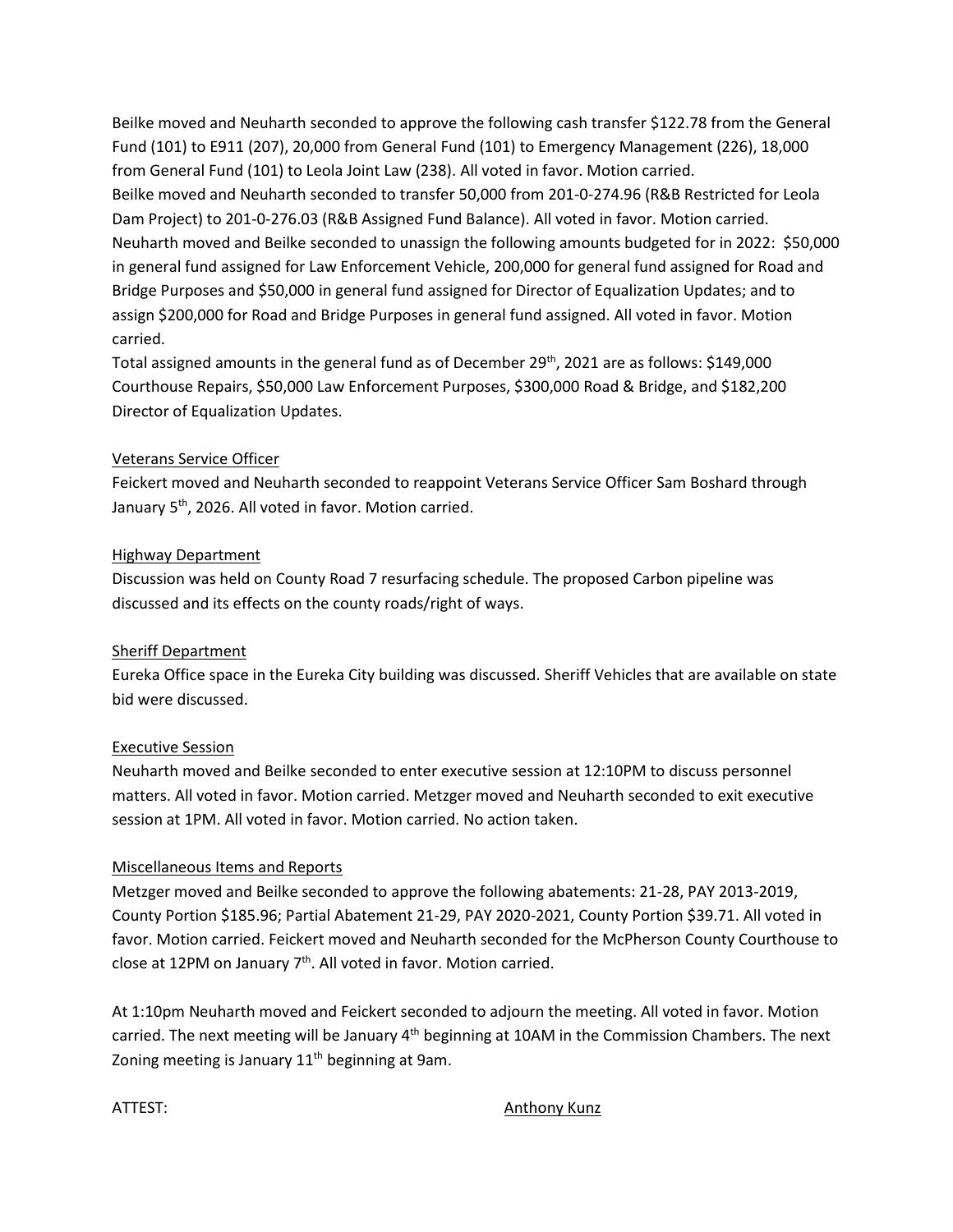Beilke moved and Neuharth seconded to approve the following cash transfer $122.78 from the General Fund (101) to E911 (207), 20,000 from General Fund (101) to Emergency Management (226), 18,000 from General Fund (101) to Leola Joint Law (238). All voted in favor. Motion carried.
Beilke moved and Neuharth seconded to transfer 50,000 from 201-0-274.96 (R&B Restricted for Leola Dam Project) to 201-0-276.03 (R&B Assigned Fund Balance). All voted in favor. Motion carried.
Neuharth moved and Beilke seconded to unassign the following amounts budgeted for in 2022: $50,000 in general fund assigned for Law Enforcement Vehicle, 200,000 for general fund assigned for Road and Bridge Purposes and $50,000 in general fund assigned for Director of Equalization Updates; and to assign $200,000 for Road and Bridge Purposes in general fund assigned. All voted in favor. Motion carried.
Total assigned amounts in the general fund as of December 29th, 2021 are as follows: $149,000 Courthouse Repairs, $50,000 Law Enforcement Purposes, $300,000 Road & Bridge, and $182,200 Director of Equalization Updates.

Veterans Service Officer

Feickert moved and Neuharth seconded to reappoint Veterans Service Officer Sam Boshard through January 5th, 2026. All voted in favor. Motion carried.

Highway Department

Discussion was held on County Road 7 resurfacing schedule. The proposed Carbon pipeline was discussed and its effects on the county roads/right of ways.

Sheriff Department

Eureka Office space in the Eureka City building was discussed. Sheriff Vehicles that are available on state bid were discussed.

Executive Session

Neuharth moved and Beilke seconded to enter executive session at 12:10PM to discuss personnel matters. All voted in favor. Motion carried. Metzger moved and Neuharth seconded to exit executive session at 1PM. All voted in favor. Motion carried. No action taken.

Miscellaneous Items and Reports

Metzger moved and Beilke seconded to approve the following abatements: 21-28, PAY 2013-2019, County Portion $185.96; Partial Abatement 21-29, PAY 2020-2021, County Portion $39.71. All voted in favor. Motion carried. Feickert moved and Neuharth seconded for the McPherson County Courthouse to close at 12PM on January 7th. All voted in favor. Motion carried.

At 1:10pm Neuharth moved and Feickert seconded to adjourn the meeting. All voted in favor. Motion carried. The next meeting will be January 4th beginning at 10AM in the Commission Chambers. The next Zoning meeting is January 11th beginning at 9am.

ATTEST: Anthony Kunz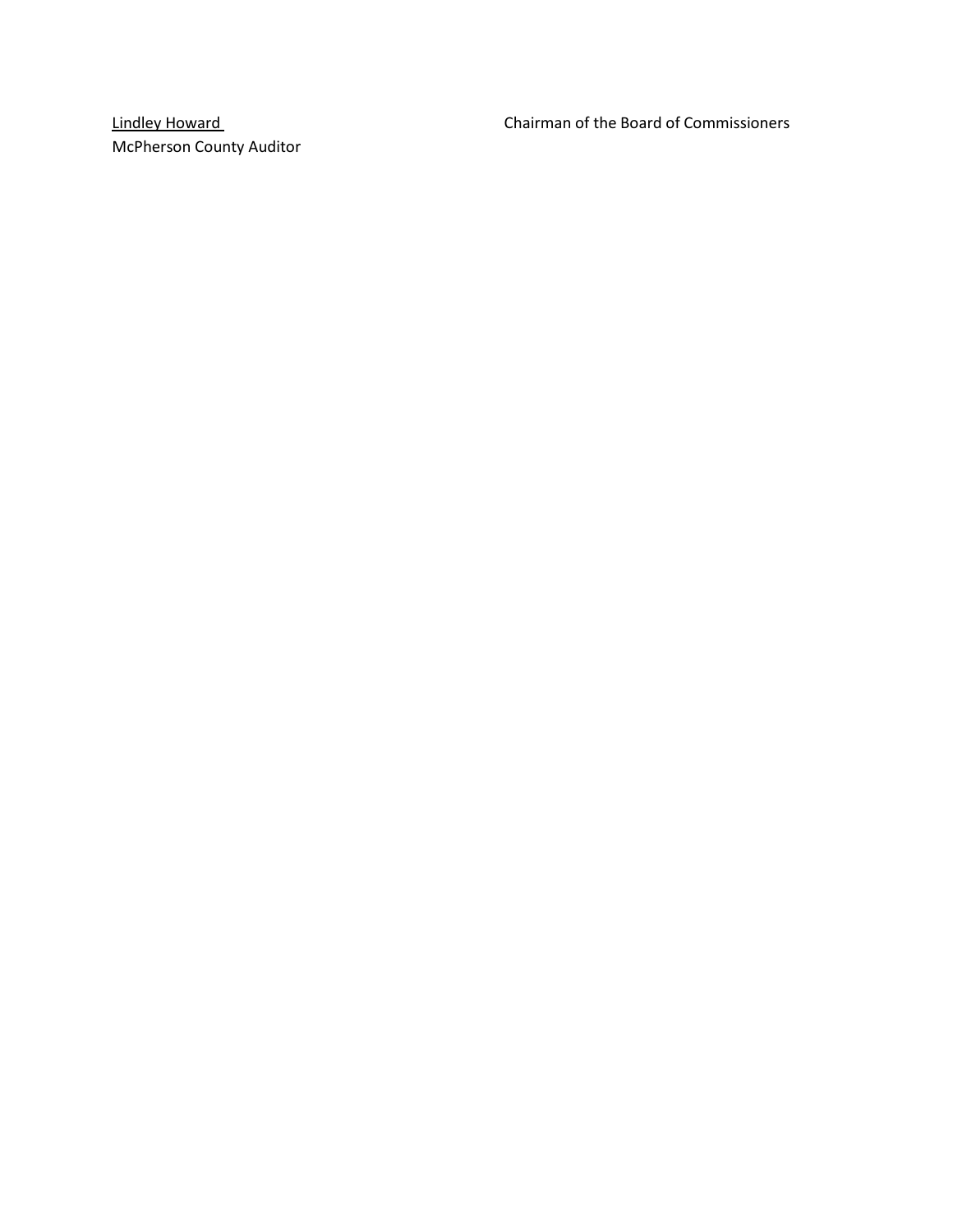<u>Lindley Howard</u>
McPherson County Auditor

Chairman of the Board of Commissioners